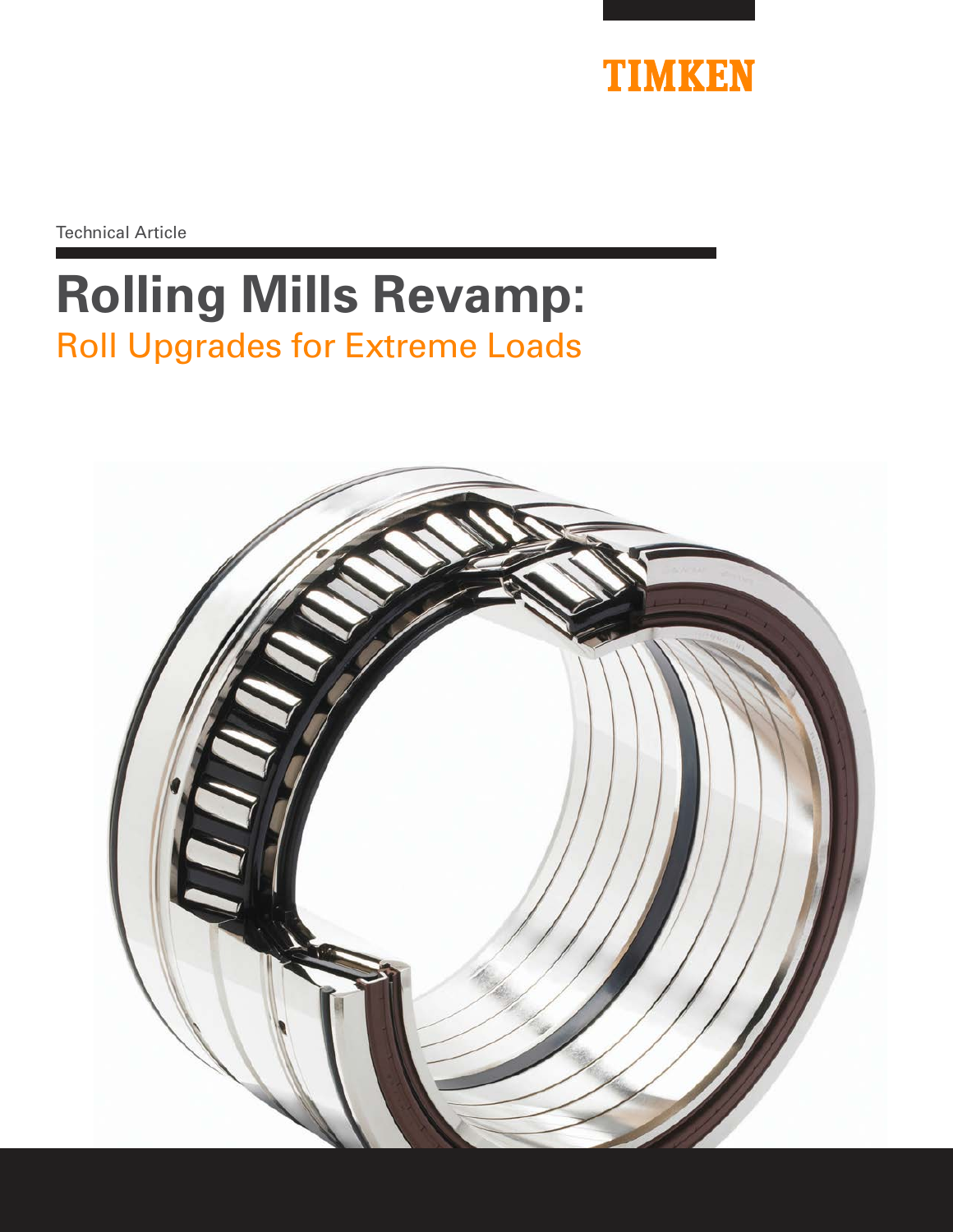TIMKEN

Technical Article

# Rolling Mills Revamp:

## Roll Upgrades for Extreme Loads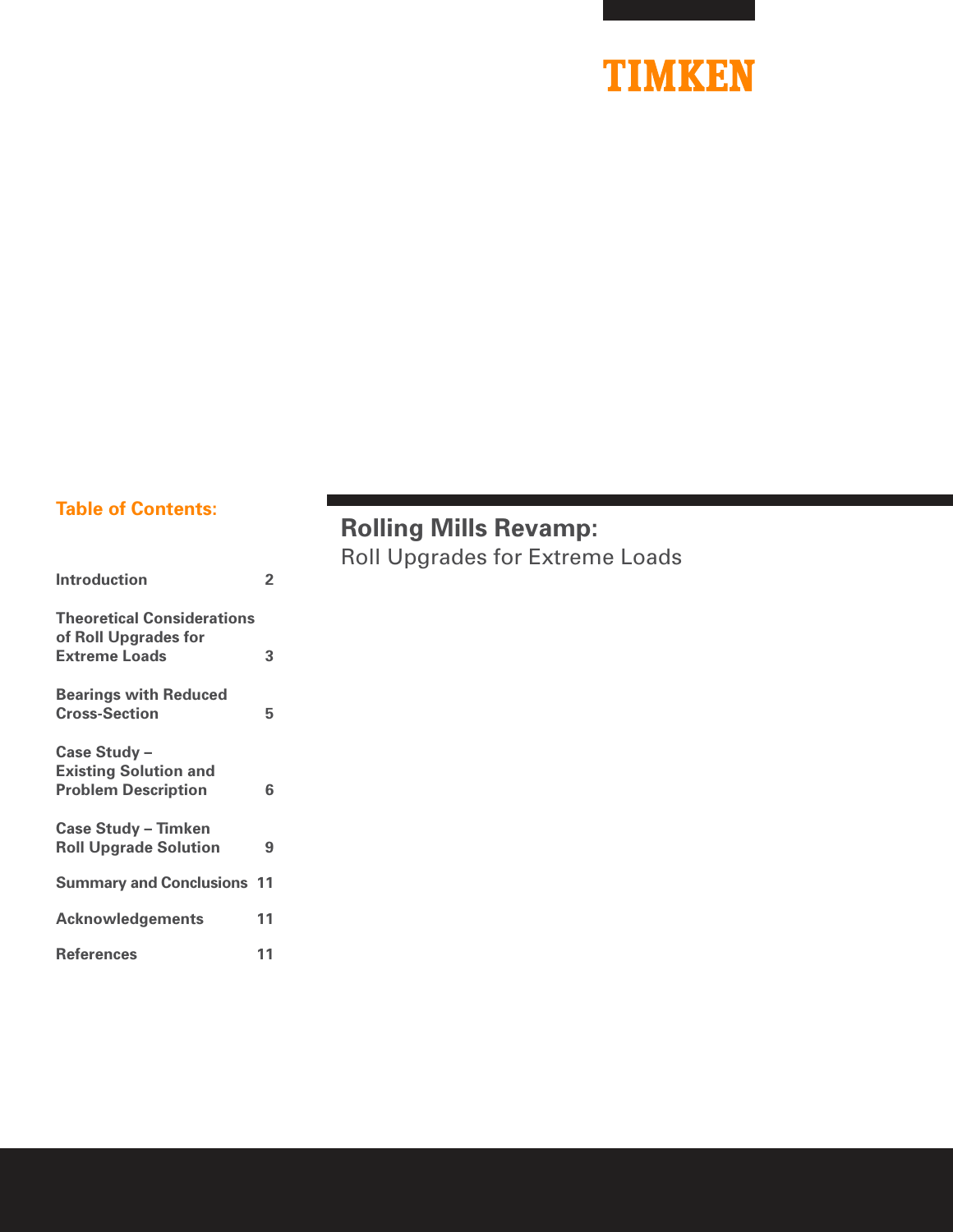TIMKEN

# Rolling Mills Revamp:

## Roll Upgrades for Extreme Loads

**Table of Contents:**

| | |
|---|---|
| **Introduction** | **2** |
| **Theoretical Considerations of Roll Upgrades for Extreme Loads** | **3** |
| **Bearings with Reduced Cross-Section** | **5** |
| **Case Study – Existing Solution and Problem Description** | **6** |
| **Case Study – Timken Roll Upgrade Solution** | **9** |
| **Summary and Conclusions** | **11** |
| **Acknowledgements** | **11** |
| **References** | **11** |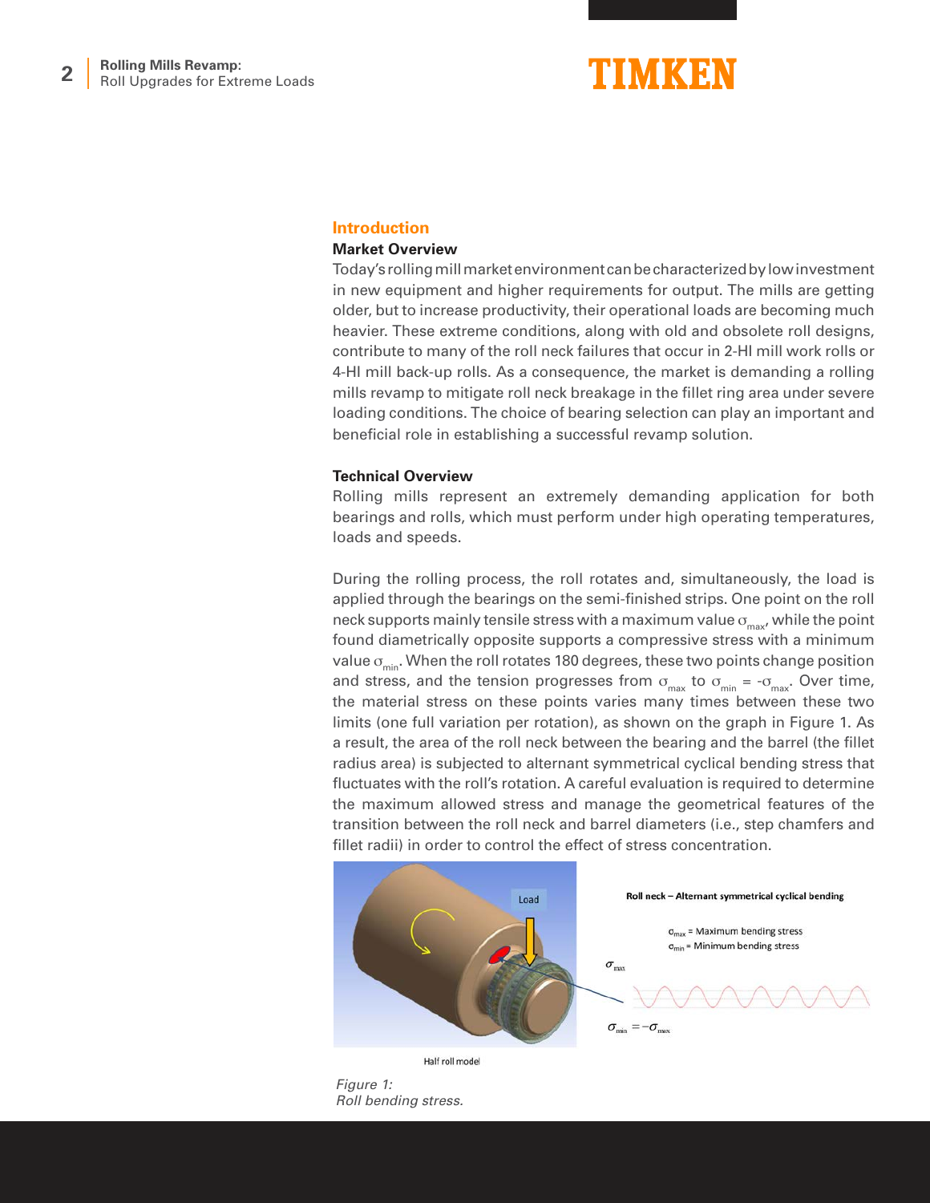## Introduction

### Market Overview

Today's rolling mill market environment can be characterized by low investment in new equipment and higher requirements for output. The mills are getting older, but to increase productivity, their operational loads are becoming much heavier. These extreme conditions, along with old and obsolete roll designs, contribute to many of the roll neck failures that occur in 2-HI mill work rolls or 4-HI mill back-up rolls. As a consequence, the market is demanding a rolling mills revamp to mitigate roll neck breakage in the fillet ring area under severe loading conditions. The choice of bearing selection can play an important and beneficial role in establishing a successful revamp solution.

### Technical Overview

Rolling mills represent an extremely demanding application for both bearings and rolls, which must perform under high operating temperatures, loads and speeds.

During the rolling process, the roll rotates and, simultaneously, the load is applied through the bearings on the semi-finished strips. One point on the roll neck supports mainly tensile stress with a maximum value $\sigma_{max}$, while the point found diametrically opposite supports a compressive stress with a minimum value $\sigma_{min}$. When the roll rotates 180 degrees, these two points change position and stress, and the tension progresses from $\sigma_{max}$ to $\sigma_{min} = -\sigma_{max}$. Over time, the material stress on these points varies many times between these two limits (one full variation per rotation), as shown on the graph in Figure 1. As a result, the area of the roll neck between the bearing and the barrel (the fillet radius area) is subjected to alternant symmetrical cyclical bending stress that fluctuates with the roll's rotation. A careful evaluation is required to determine the maximum allowed stress and manage the geometrical features of the transition between the roll neck and barrel diameters (i.e., step chamfers and fillet radii) in order to control the effect of stress concentration.

*Figure 1: Roll bending stress.*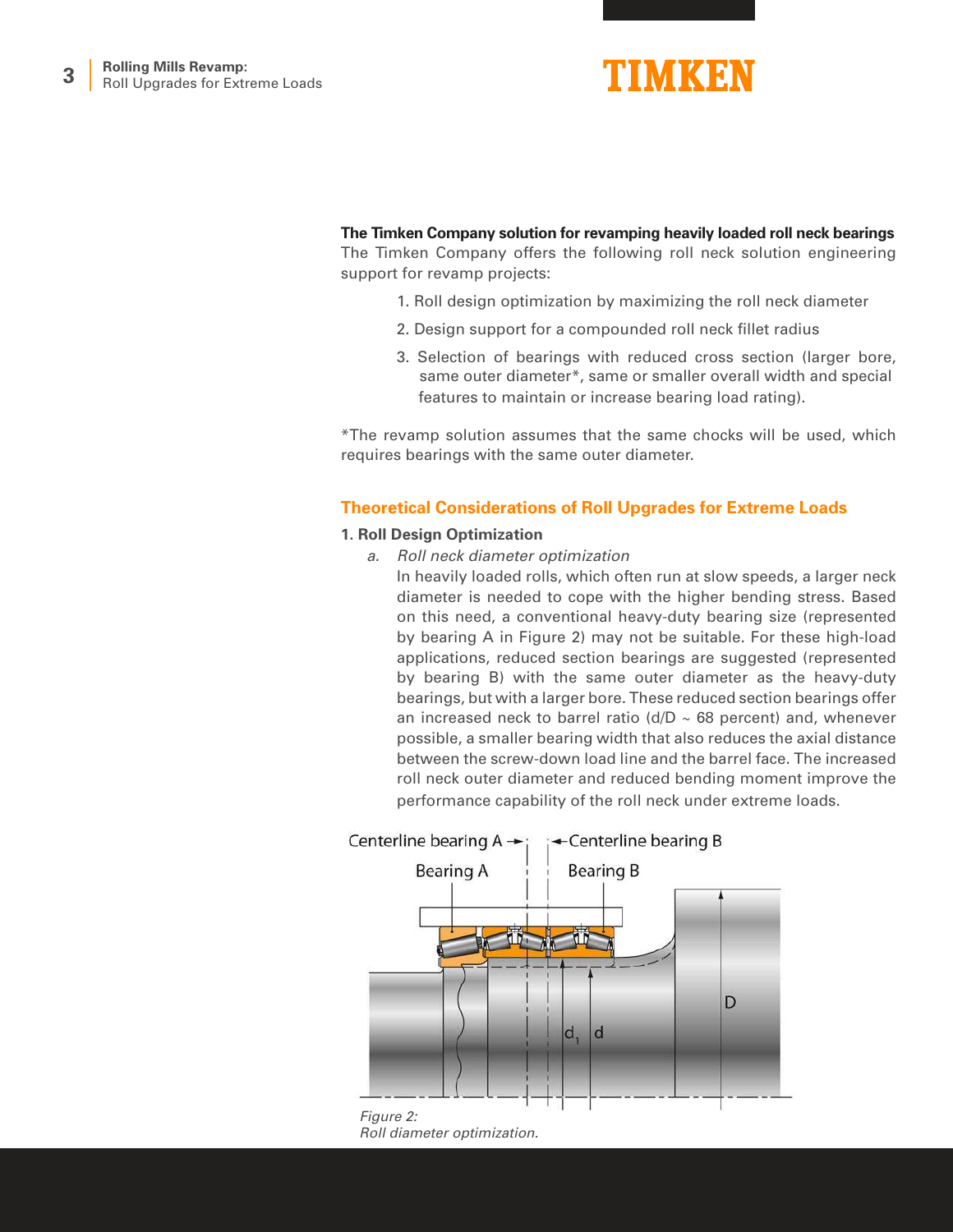**The Timken Company solution for revamping heavily loaded roll neck bearings**

The Timken Company offers the following roll neck solution engineering support for revamp projects:

1. Roll design optimization by maximizing the roll neck diameter
2. Design support for a compounded roll neck fillet radius
3. Selection of bearings with reduced cross section (larger bore, same outer diameter*, same or smaller overall width and special features to maintain or increase bearing load rating).

*The revamp solution assumes that the same chocks will be used, which requires bearings with the same outer diameter.

## Theoretical Considerations of Roll Upgrades for Extreme Loads

### 1. Roll Design Optimization

a. *Roll neck diameter optimization*

In heavily loaded rolls, which often run at slow speeds, a larger neck diameter is needed to cope with the higher bending stress. Based on this need, a conventional heavy-duty bearing size (represented by bearing A in Figure 2) may not be suitable. For these high-load applications, reduced section bearings are suggested (represented by bearing B) with the same outer diameter as the heavy-duty bearings, but with a larger bore. These reduced section bearings offer an increased neck to barrel ratio (d/D ~ 68 percent) and, whenever possible, a smaller bearing width that also reduces the axial distance between the screw-down load line and the barrel face. The increased roll neck outer diameter and reduced bending moment improve the performance capability of the roll neck under extreme loads.

*Figure 2:*
*Roll diameter optimization.*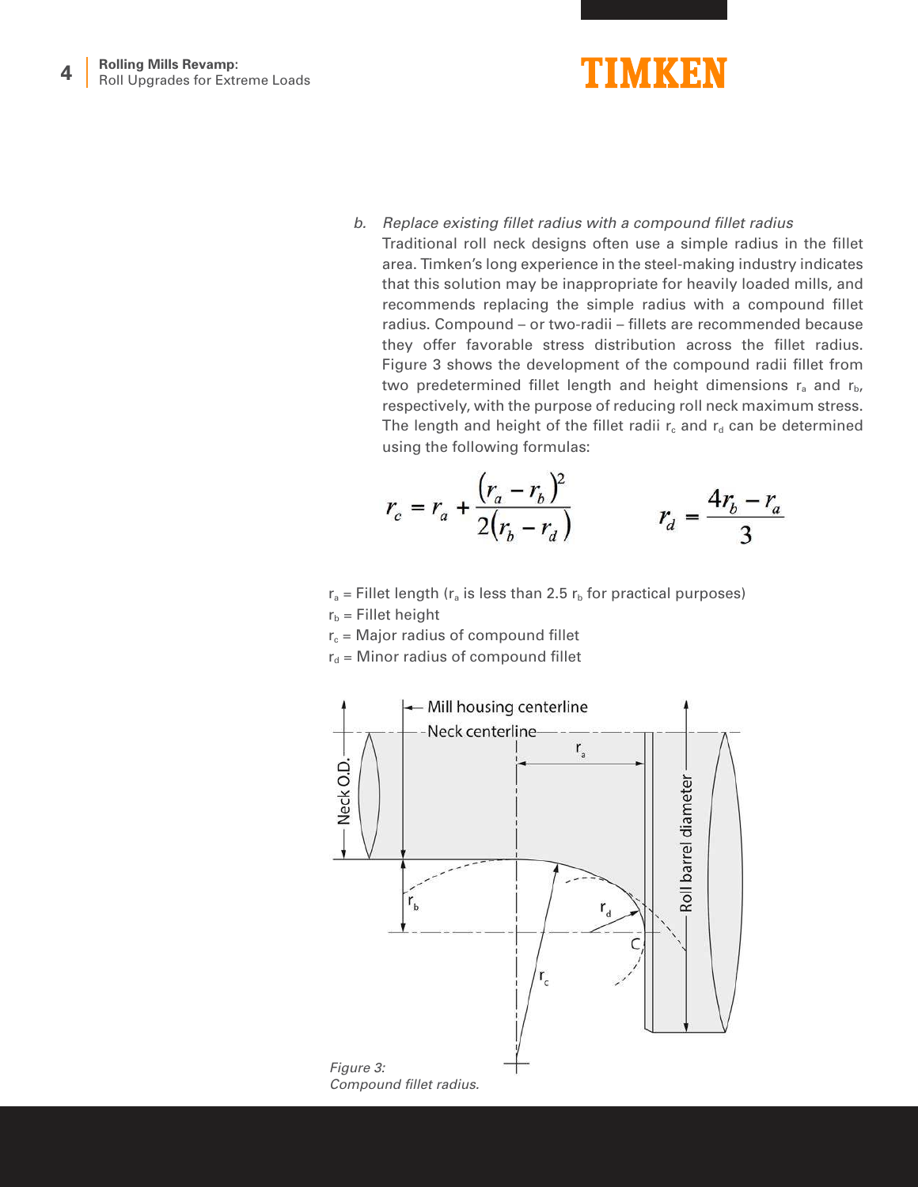*b. Replace existing fillet radius with a compound fillet radius*

Traditional roll neck designs often use a simple radius in the fillet area. Timken's long experience in the steel-making industry indicates that this solution may be inappropriate for heavily loaded mills, and recommends replacing the simple radius with a compound fillet radius. Compound – or two-radii – fillets are recommended because they offer favorable stress distribution across the fillet radius. Figure 3 shows the development of the compound radii fillet from two predetermined fillet length and height dimensions $r_a$ and $r_b$, respectively, with the purpose of reducing roll neck maximum stress. The length and height of the fillet radii $r_c$ and $r_d$ can be determined using the following formulas:

$$r_c = r_a + \frac{(r_a - r_b)^2}{2(r_b - r_d)} \qquad r_d = \frac{4r_b - r_a}{3}$$

$r_a$ = Fillet length ($r_a$ is less than 2.5 $r_b$ for practical purposes)
$r_b$ = Fillet height
$r_c$ = Major radius of compound fillet
$r_d$ = Minor radius of compound fillet

*Figure 3: Compound fillet radius.*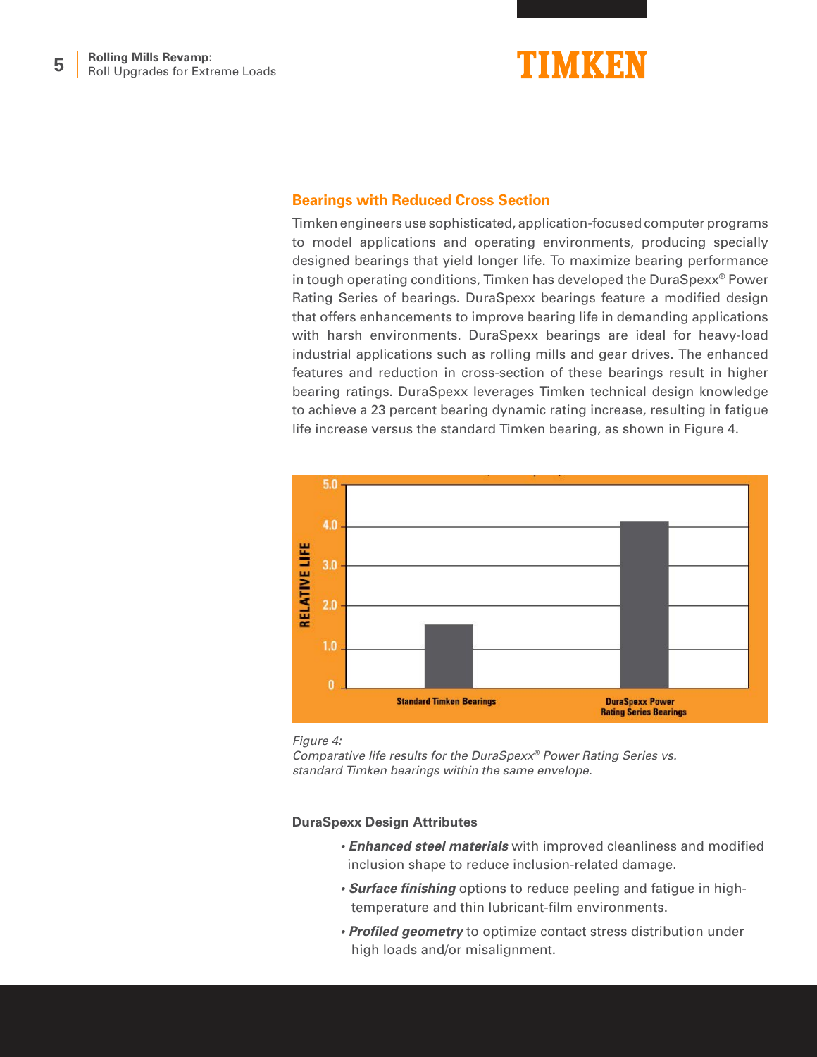## Bearings with Reduced Cross Section

Timken engineers use sophisticated, application-focused computer programs to model applications and operating environments, producing specially designed bearings that yield longer life. To maximize bearing performance in tough operating conditions, Timken has developed the DuraSpexx® Power Rating Series of bearings. DuraSpexx bearings feature a modified design that offers enhancements to improve bearing life in demanding applications with harsh environments. DuraSpexx bearings are ideal for heavy-load industrial applications such as rolling mills and gear drives. The enhanced features and reduction in cross-section of these bearings result in higher bearing ratings. DuraSpexx leverages Timken technical design knowledge to achieve a 23 percent bearing dynamic rating increase, resulting in fatigue life increase versus the standard Timken bearing, as shown in Figure 4.

*Figure 4:*
*Comparative life results for the DuraSpexx® Power Rating Series vs. standard Timken bearings within the same envelope.*

### DuraSpexx Design Attributes

- ***Enhanced steel materials*** with improved cleanliness and modified inclusion shape to reduce inclusion-related damage.
- ***Surface finishing*** options to reduce peeling and fatigue in high-temperature and thin lubricant-film environments.
- ***Profiled geometry*** to optimize contact stress distribution under high loads and/or misalignment.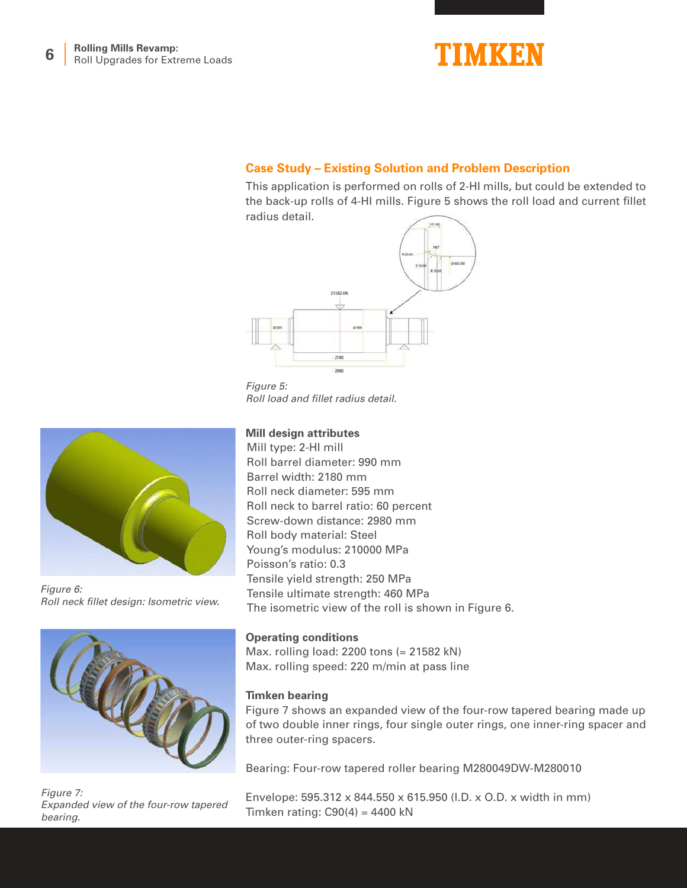## Case Study – Existing Solution and Problem Description

This application is performed on rolls of 2-HI mills, but could be extended to the back-up rolls of 4-HI mills. Figure 5 shows the roll load and current fillet radius detail.

*Figure 5:*
*Roll load and fillet radius detail.*

*Figure 6:*
*Roll neck fillet design: Isometric view.*

*Figure 7:*
*Expanded view of the four-row tapered bearing.*

**Mill design attributes**

Mill type: 2-HI mill
Roll barrel diameter: 990 mm
Barrel width: 2180 mm
Roll neck diameter: 595 mm
Roll neck to barrel ratio: 60 percent
Screw-down distance: 2980 mm
Roll body material: Steel
Young's modulus: 210000 MPa
Poisson's ratio: 0.3
Tensile yield strength: 250 MPa
Tensile ultimate strength: 460 MPa
The isometric view of the roll is shown in Figure 6.

**Operating conditions**

Max. rolling load: 2200 tons (= 21582 kN)
Max. rolling speed: 220 m/min at pass line

**Timken bearing**

Figure 7 shows an expanded view of the four-row tapered bearing made up of two double inner rings, four single outer rings, one inner-ring spacer and three outer-ring spacers.

Bearing: Four-row tapered roller bearing M280049DW-M280010

Envelope: 595.312 x 844.550 x 615.950 (I.D. x O.D. x width in mm)
Timken rating: C90(4) = 4400 kN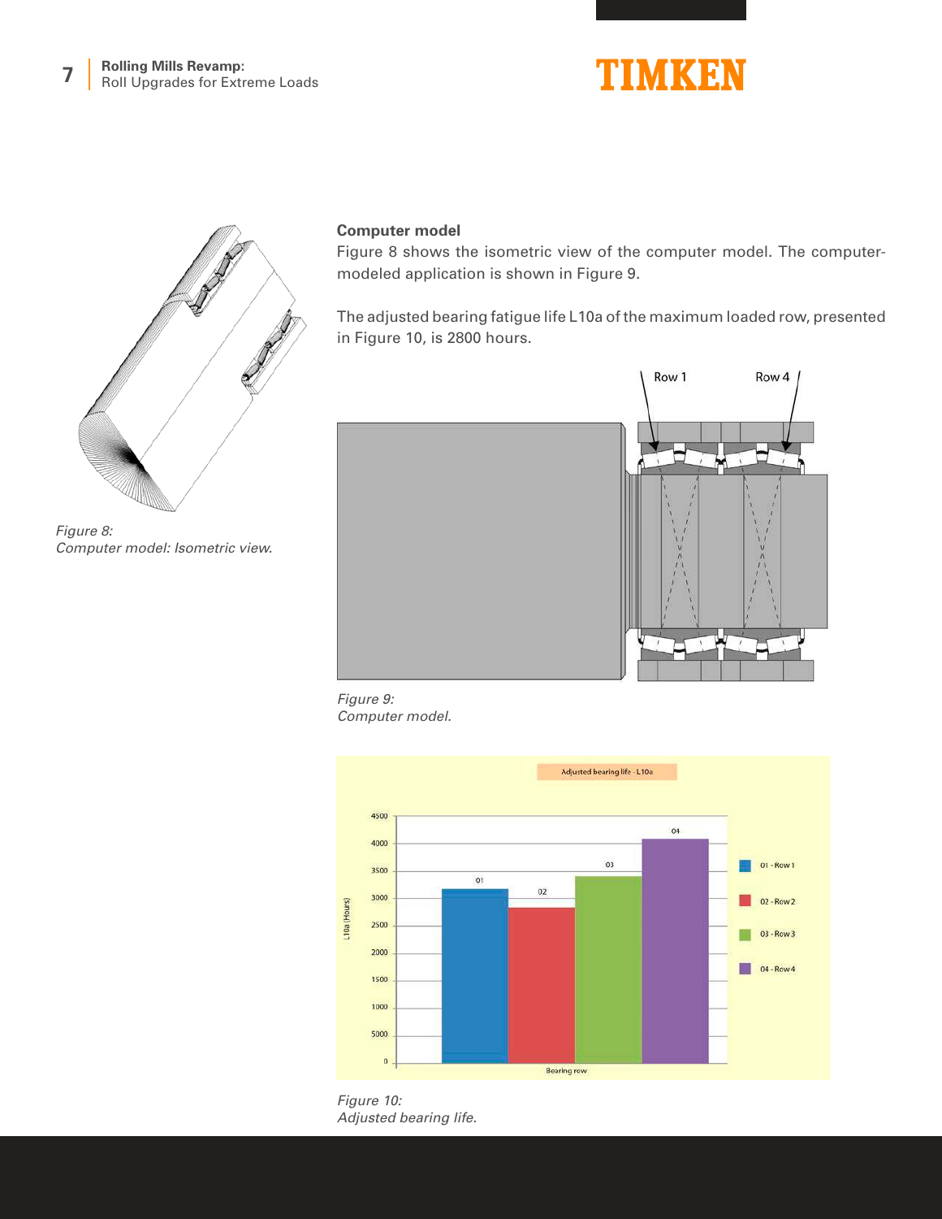### Computer model

Figure 8 shows the isometric view of the computer model. The computer-modeled application is shown in Figure 9.

The adjusted bearing fatigue life L10a of the maximum loaded row, presented in Figure 10, is 2800 hours.

*Figure 8:*
*Computer model: Isometric view.*

*Figure 9:*
*Computer model.*

*Figure 10:*
*Adjusted bearing life.*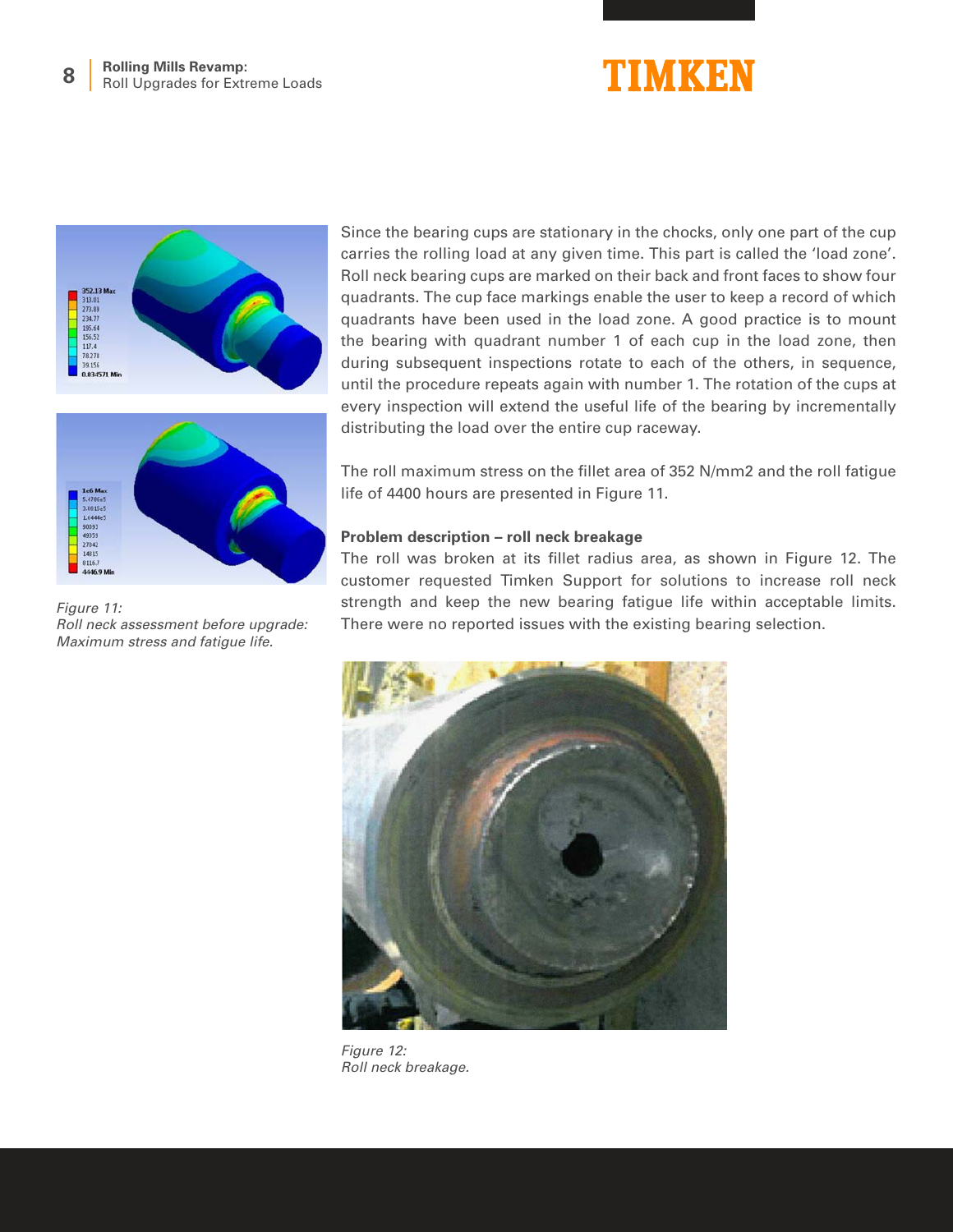Since the bearing cups are stationary in the chocks, only one part of the cup carries the rolling load at any given time. This part is called the 'load zone'. Roll neck bearing cups are marked on their back and front faces to show four quadrants. The cup face markings enable the user to keep a record of which quadrants have been used in the load zone. A good practice is to mount the bearing with quadrant number 1 of each cup in the load zone, then during subsequent inspections rotate to each of the others, in sequence, until the procedure repeats again with number 1. The rotation of the cups at every inspection will extend the useful life of the bearing by incrementally distributing the load over the entire cup raceway.

The roll maximum stress on the fillet area of 352 N/mm2 and the roll fatigue life of 4400 hours are presented in Figure 11.

*Figure 11:*
*Roll neck assessment before upgrade: Maximum stress and fatigue life.*

**Problem description – roll neck breakage**

The roll was broken at its fillet radius area, as shown in Figure 12. The customer requested Timken Support for solutions to increase roll neck strength and keep the new bearing fatigue life within acceptable limits. There were no reported issues with the existing bearing selection.

*Figure 12:*
*Roll neck breakage.*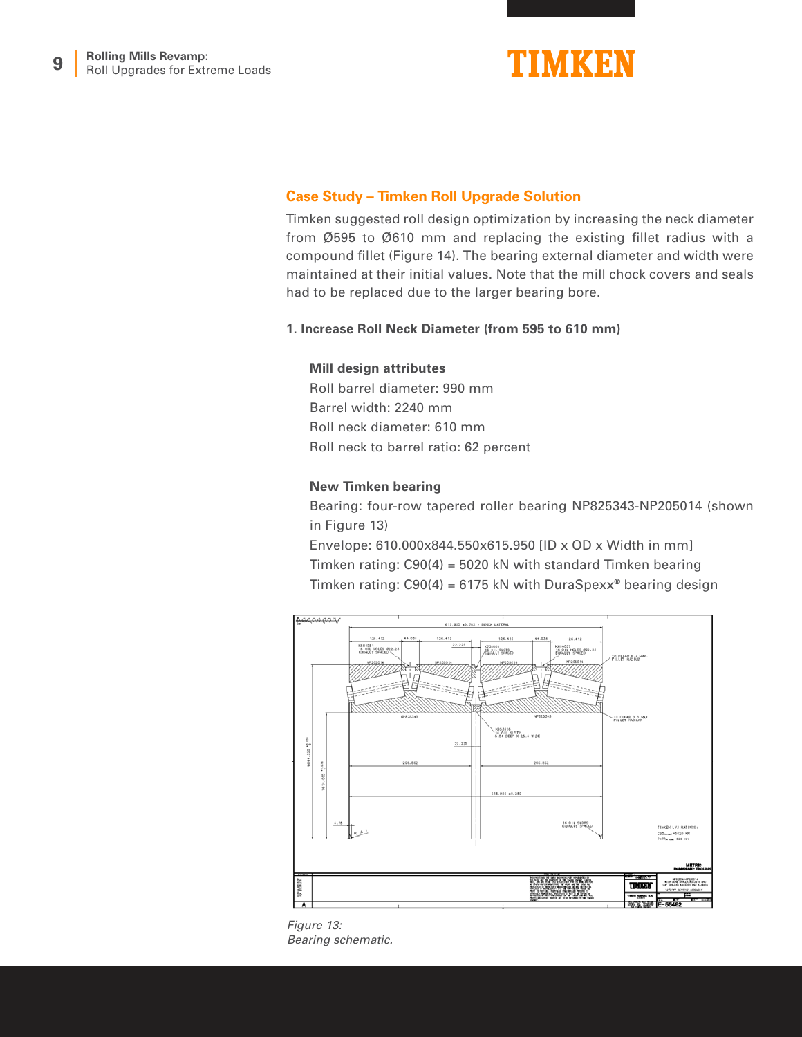## Case Study – Timken Roll Upgrade Solution

Timken suggested roll design optimization by increasing the neck diameter from Ø595 to Ø610 mm and replacing the existing fillet radius with a compound fillet (Figure 14). The bearing external diameter and width were maintained at their initial values. Note that the mill chock covers and seals had to be replaced due to the larger bearing bore.

**1. Increase Roll Neck Diameter (from 595 to 610 mm)**

**Mill design attributes**

Roll barrel diameter: 990 mm
Barrel width: 2240 mm
Roll neck diameter: 610 mm
Roll neck to barrel ratio: 62 percent

**New Timken bearing**

Bearing: four-row tapered roller bearing NP825343-NP205014 (shown in Figure 13)
Envelope: 610.000x844.550x615.950 [ID x OD x Width in mm]
Timken rating: C90(4) = 5020 kN with standard Timken bearing
Timken rating: C90(4) = 6175 kN with DuraSpexx® bearing design

*Figure 13:*
*Bearing schematic.*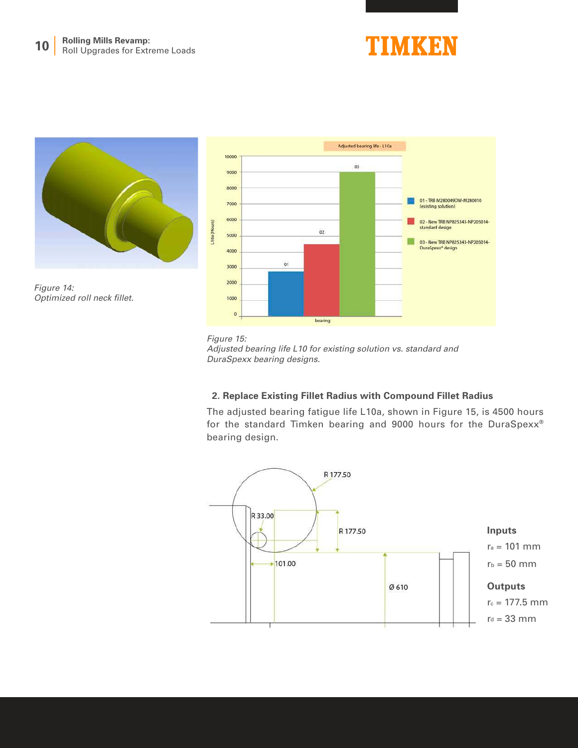Figure 14:
Optimized roll neck fillet.

Figure 15:
Adjusted bearing life L10 for existing solution vs. standard and DuraSpexx bearing designs.

**2. Replace Existing Fillet Radius with Compound Fillet Radius**

The adjusted bearing fatigue life L10a, shown in Figure 15, is 4500 hours for the standard Timken bearing and 9000 hours for the DuraSpexx® bearing design.

**Inputs**

$r_a$ = 101 mm

$r_b$ = 50 mm

**Outputs**

$r_c$ = 177.5 mm

$r_d$ = 33 mm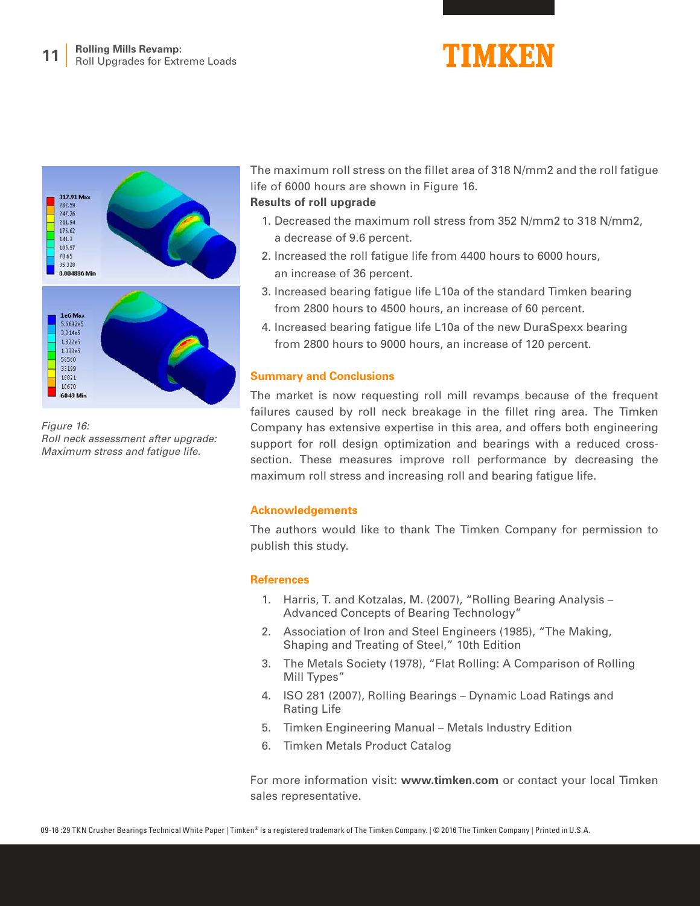317.91 Max
282.59
247.26
211.94
176.62
141.3
105.97
70.65
35.328
0.004886 Min

1e6 Max
5.6692e5
3.214e5
1.822e5
1.033e5
58560
33199
18821
10670
6049 Min

*Figure 16:*
*Roll neck assessment after upgrade: Maximum stress and fatigue life.*

The maximum roll stress on the fillet area of 318 N/mm2 and the roll fatigue life of 6000 hours are shown in Figure 16.

**Results of roll upgrade**

1. Decreased the maximum roll stress from 352 N/mm2 to 318 N/mm2, a decrease of 9.6 percent.
2. Increased the roll fatigue life from 4400 hours to 6000 hours, an increase of 36 percent.
3. Increased bearing fatigue life L10a of the standard Timken bearing from 2800 hours to 4500 hours, an increase of 60 percent.
4. Increased bearing fatigue life L10a of the new DuraSpexx bearing from 2800 hours to 9000 hours, an increase of 120 percent.

## Summary and Conclusions

The market is now requesting roll mill revamps because of the frequent failures caused by roll neck breakage in the fillet ring area. The Timken Company has extensive expertise in this area, and offers both engineering support for roll design optimization and bearings with a reduced cross-section. These measures improve roll performance by decreasing the maximum roll stress and increasing roll and bearing fatigue life.

## Acknowledgements

The authors would like to thank The Timken Company for permission to publish this study.

## References

1. Harris, T. and Kotzalas, M. (2007), "Rolling Bearing Analysis – Advanced Concepts of Bearing Technology"
2. Association of Iron and Steel Engineers (1985), "The Making, Shaping and Treating of Steel," 10th Edition
3. The Metals Society (1978), "Flat Rolling: A Comparison of Rolling Mill Types"
4. ISO 281 (2007), Rolling Bearings – Dynamic Load Ratings and Rating Life
5. Timken Engineering Manual – Metals Industry Edition
6. Timken Metals Product Catalog

For more information visit: **www.timken.com** or contact your local Timken sales representative.

09-16 :29 TKN Crusher Bearings Technical White Paper | Timken® is a registered trademark of The Timken Company. | © 2016 The Timken Company | Printed in U.S.A.